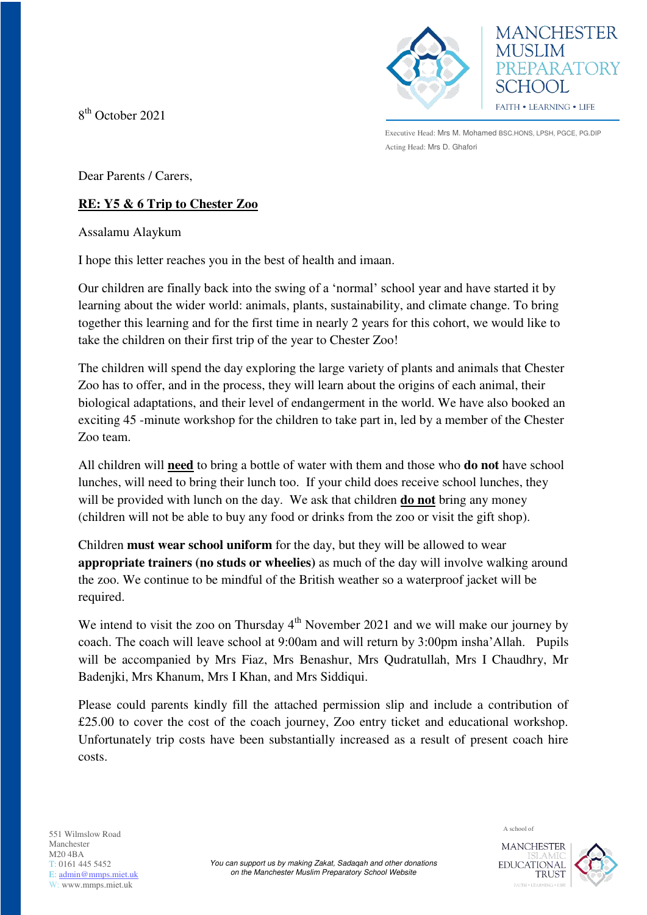8th October 2021

MANCHESTER MUSLIM PREPARATORY SCHOOL

FAITH • LEARNING • LIFE

Executive Head: Mrs M. Mohamed BSC.HONS, LPSH, PGCE, PG.DIP
Acting Head: Mrs D. Ghafori

Dear Parents / Carers,

**RE: Y5 & 6 Trip to Chester Zoo**

Assalamu Alaykum

I hope this letter reaches you in the best of health and imaan.

Our children are finally back into the swing of a 'normal' school year and have started it by learning about the wider world: animals, plants, sustainability, and climate change. To bring together this learning and for the first time in nearly 2 years for this cohort, we would like to take the children on their first trip of the year to Chester Zoo!

The children will spend the day exploring the large variety of plants and animals that Chester Zoo has to offer, and in the process, they will learn about the origins of each animal, their biological adaptations, and their level of endangerment in the world. We have also booked an exciting 45 -minute workshop for the children to take part in, led by a member of the Chester Zoo team.

All children will **need** to bring a bottle of water with them and those who **do not** have school lunches, will need to bring their lunch too. If your child does receive school lunches, they will be provided with lunch on the day. We ask that children **do not** bring any money (children will not be able to buy any food or drinks from the zoo or visit the gift shop).

Children **must wear school uniform** for the day, but they will be allowed to wear **appropriate trainers (no studs or wheelies)** as much of the day will involve walking around the zoo. We continue to be mindful of the British weather so a waterproof jacket will be required.

We intend to visit the zoo on Thursday 4th November 2021 and we will make our journey by coach. The coach will leave school at 9:00am and will return by 3:00pm insha'Allah. Pupils will be accompanied by Mrs Fiaz, Mrs Benashur, Mrs Qudratullah, Mrs I Chaudhry, Mr Badenjki, Mrs Khanum, Mrs I Khan, and Mrs Siddiqui.

Please could parents kindly fill the attached permission slip and include a contribution of £25.00 to cover the cost of the coach journey, Zoo entry ticket and educational workshop. Unfortunately trip costs have been substantially increased as a result of present coach hire costs.

551 Wilmslow Road
Manchester
M20 4BA
T: 0161 445 5452
E: admin@mmps.miet.uk
W: www.mmps.miet.uk

*You can support us by making Zakat, Sadaqah and other donations on the Manchester Muslim Preparatory School Website*

A school of MANCHESTER ISLAMIC EDUCATIONAL TRUST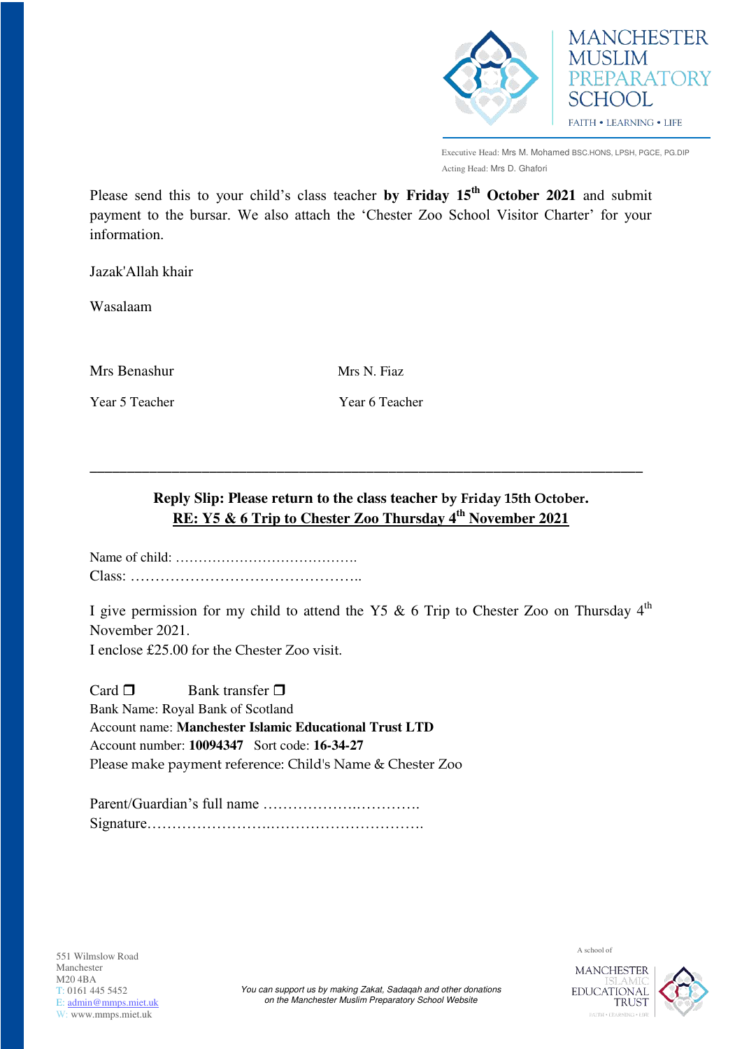Executive Head: Mrs M. Mohamed BSC.HONS, LPSH, PGCE, PG.DIP

Acting Head: Mrs D. Ghafori

Please send this to your child's class teacher **by Friday 15th October 2021** and submit payment to the bursar. We also attach the 'Chester Zoo School Visitor Charter' for your information.

Jazak'Allah khair

Wasalaam

Mrs Benashur
Year 5 Teacher

Mrs N. Fiaz
Year 6 Teacher

---

**Reply Slip: Please return to the class teacher by Friday 15th October.**

**RE: Y5 & 6 Trip to Chester Zoo Thursday 4th November 2021**

Name of child: ………………………………….
Class: ………………………………………..

I give permission for my child to attend the Y5 & 6 Trip to Chester Zoo on Thursday 4th November 2021.
I enclose £25.00 for the Chester Zoo visit.

Card ❒ Bank transfer ❒
Bank Name: Royal Bank of Scotland
Account name: **Manchester Islamic Educational Trust LTD**
Account number: **10094347** Sort code: **16-34-27**
Please make payment reference: Child's Name & Chester Zoo

Parent/Guardian's full name ……………….………….
Signature…………………….………………………….

551 Wilmslow Road
Manchester
M20 4BA
T: 0161 445 5452
E: admin@mmps.miet.uk
W: www.mmps.miet.uk

*You can support us by making Zakat, Sadaqah and other donations on the Manchester Muslim Preparatory School Website*

A school of Manchester Islamic Educational Trust